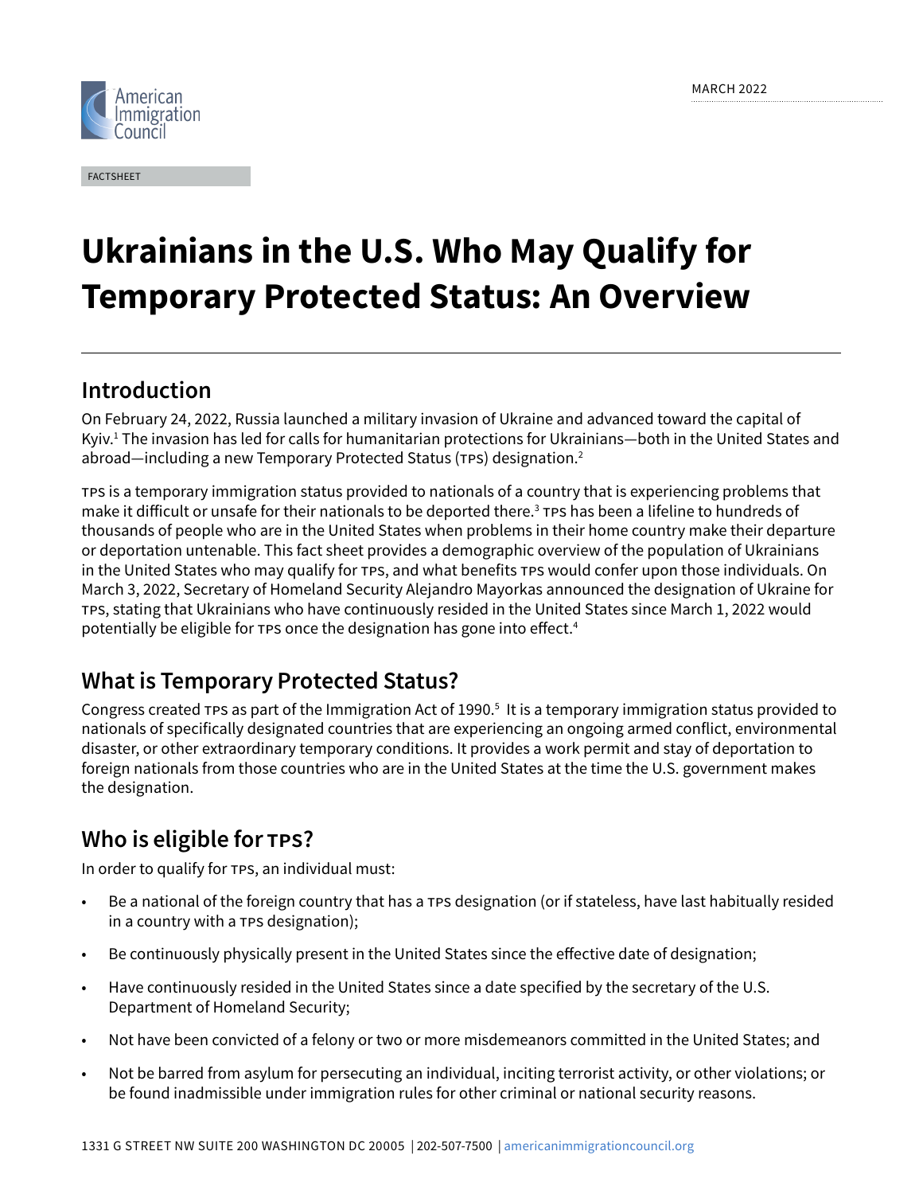MARCH 2022

FACTSHEET

# Ukrainians in the U.S. Who May Qualify for Temporary Protected Status: An Overview

## Introduction

On February 24, 2022, Russia launched a military invasion of Ukraine and advanced toward the capital of Kyiv.[1] The invasion has led for calls for humanitarian protections for Ukrainians—both in the United States and abroad—including a new Temporary Protected Status (TPS) designation.[2]

TPS is a temporary immigration status provided to nationals of a country that is experiencing problems that make it difficult or unsafe for their nationals to be deported there.[3] TPS has been a lifeline to hundreds of thousands of people who are in the United States when problems in their home country make their departure or deportation untenable. This fact sheet provides a demographic overview of the population of Ukrainians in the United States who may qualify for TPS, and what benefits TPS would confer upon those individuals. On March 3, 2022, Secretary of Homeland Security Alejandro Mayorkas announced the designation of Ukraine for TPS, stating that Ukrainians who have continuously resided in the United States since March 1, 2022 would potentially be eligible for TPS once the designation has gone into effect.[4]

## What is Temporary Protected Status?

Congress created TPS as part of the Immigration Act of 1990.[5] It is a temporary immigration status provided to nationals of specifically designated countries that are experiencing an ongoing armed conflict, environmental disaster, or other extraordinary temporary conditions. It provides a work permit and stay of deportation to foreign nationals from those countries who are in the United States at the time the U.S. government makes the designation.

## Who is eligible for TPS?

In order to qualify for TPS, an individual must:

- Be a national of the foreign country that has a TPS designation (or if stateless, have last habitually resided in a country with a TPS designation);
- Be continuously physically present in the United States since the effective date of designation;
- Have continuously resided in the United States since a date specified by the secretary of the U.S. Department of Homeland Security;
- Not have been convicted of a felony or two or more misdemeanors committed in the United States; and
- Not be barred from asylum for persecuting an individual, inciting terrorist activity, or other violations; or be found inadmissible under immigration rules for other criminal or national security reasons.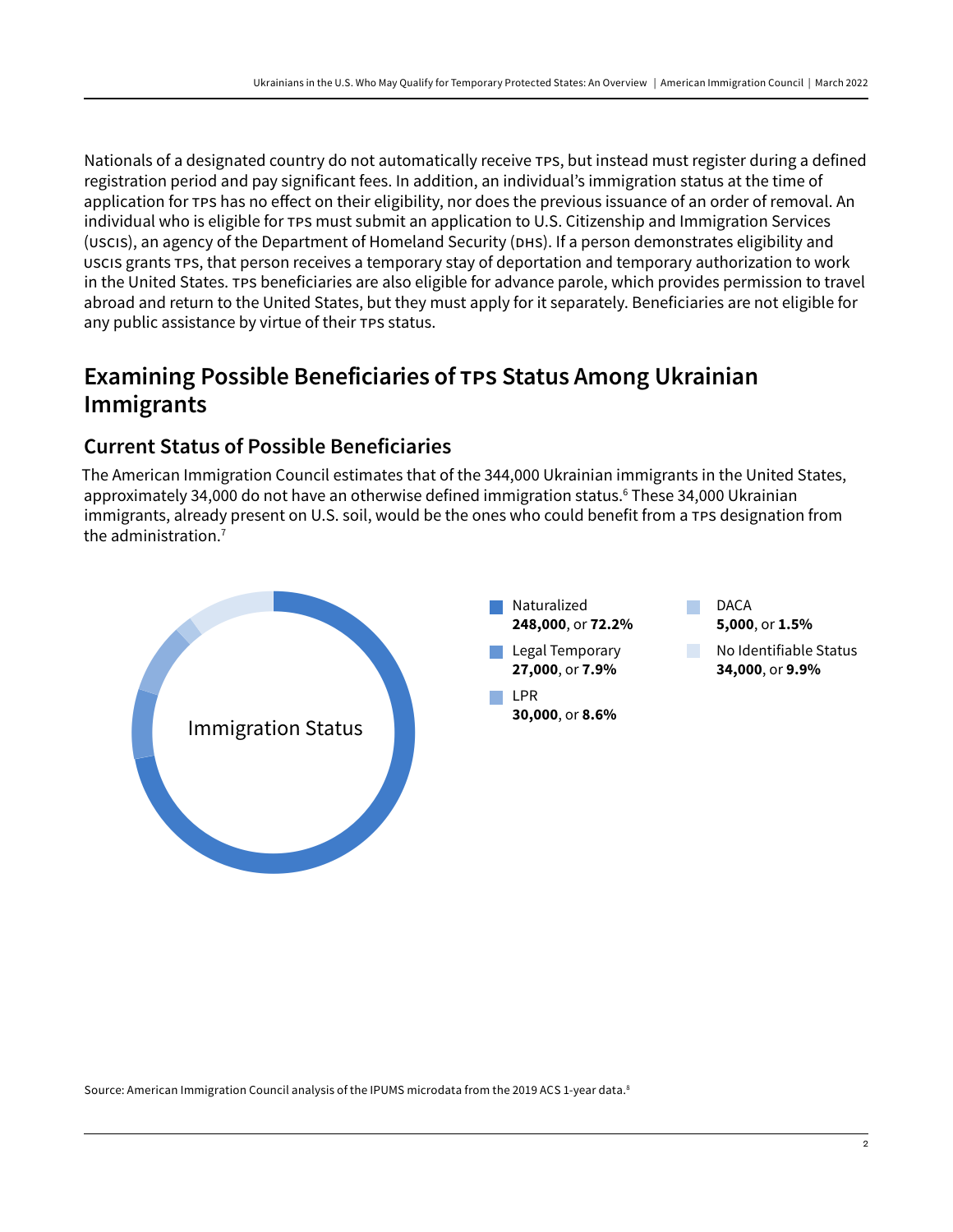Nationals of a designated country do not automatically receive TPS, but instead must register during a defined registration period and pay significant fees. In addition, an individual's immigration status at the time of application for TPS has no effect on their eligibility, nor does the previous issuance of an order of removal. An individual who is eligible for TPS must submit an application to U.S. Citizenship and Immigration Services (USCIS), an agency of the Department of Homeland Security (DHS). If a person demonstrates eligibility and USCIS grants TPS, that person receives a temporary stay of deportation and temporary authorization to work in the United States. TPS beneficiaries are also eligible for advance parole, which provides permission to travel abroad and return to the United States, but they must apply for it separately. Beneficiaries are not eligible for any public assistance by virtue of their TPS status.

## Examining Possible Beneficiaries of TPS Status Among Ukrainian Immigrants

### Current Status of Possible Beneficiaries

The American Immigration Council estimates that of the 344,000 Ukrainian immigrants in the United States, approximately 34,000 do not have an otherwise defined immigration status.[6] These 34,000 Ukrainian immigrants, already present on U.S. soil, would be the ones who could benefit from a TPS designation from the administration.[7]

Immigration Status

- Naturalized **248,000**, or **72.2%**
- Legal Temporary **27,000**, or **7.9%**
- LPR **30,000**, or **8.6%**
- DACA **5,000**, or **1.5%**
- No Identifiable Status **34,000**, or **9.9%**

Source: American Immigration Council analysis of the IPUMS microdata from the 2019 ACS 1-year data.[8]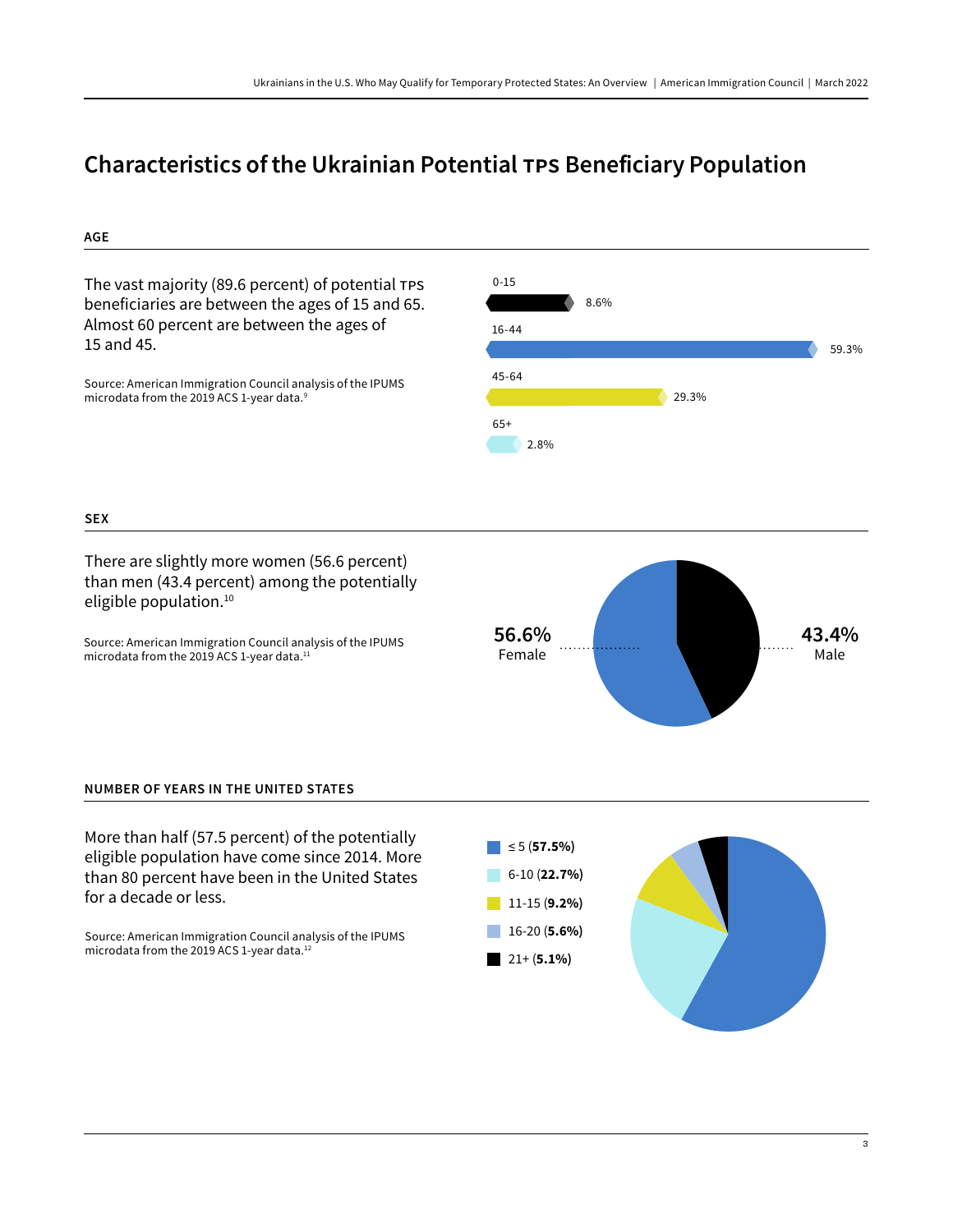# Characteristics of the Ukrainian Potential TPS Beneficiary Population

## AGE

The vast majority (89.6 percent) of potential TPS beneficiaries are between the ages of 15 and 65. Almost 60 percent are between the ages of 15 and 45.

Source: American Immigration Council analysis of the IPUMS microdata from the 2019 ACS 1-year data.[9]

| Age | Percent |
|---|---|
| 0-15 | 8.6% |
| 16-44 | 59.3% |
| 45-64 | 29.3% |
| 65+ | 2.8% |

## SEX

There are slightly more women (56.6 percent) than men (43.4 percent) among the potentially eligible population.[10]

Source: American Immigration Council analysis of the IPUMS microdata from the 2019 ACS 1-year data.[11]

| Sex | Percent |
|---|---|
| Female | 56.6% |
| Male | 43.4% |

## NUMBER OF YEARS IN THE UNITED STATES

More than half (57.5 percent) of the potentially eligible population have come since 2014. More than 80 percent have been in the United States for a decade or less.

Source: American Immigration Council analysis of the IPUMS microdata from the 2019 ACS 1-year data.[12]

| Years | Percent |
|---|---|
| ≤ 5 | **57.5%** |
| 6-10 | **22.7%** |
| 11-15 | **9.2%** |
| 16-20 | **5.6%** |
| 21+ | **5.1%** |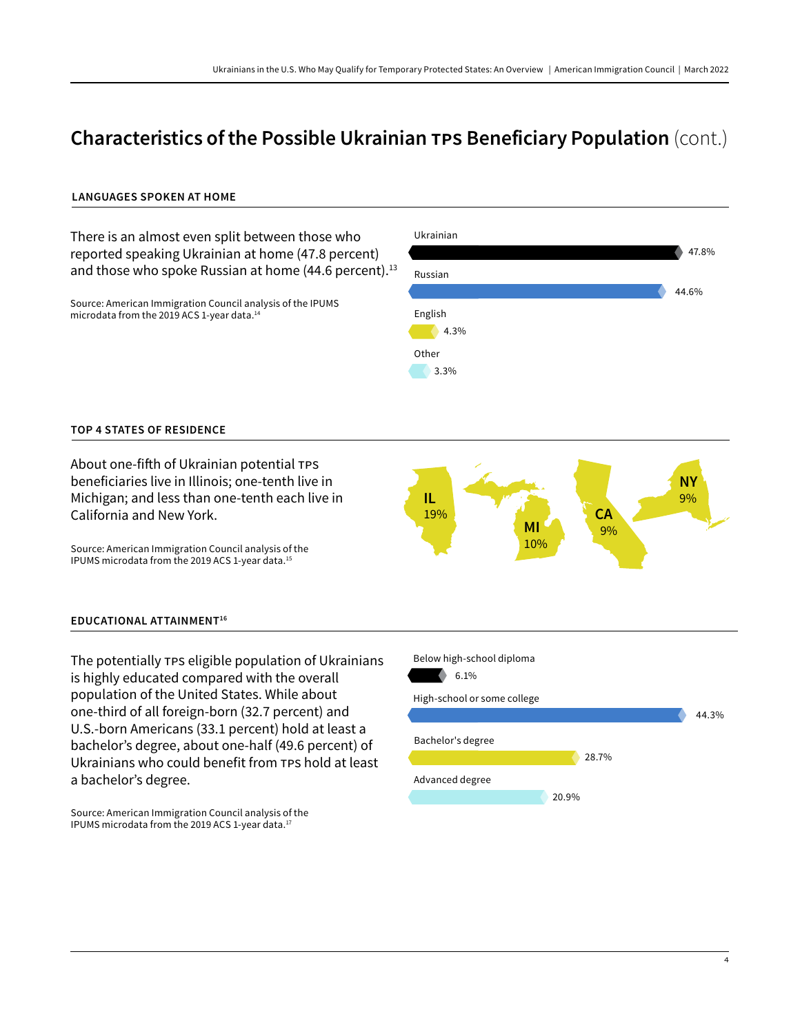# Characteristics of the Possible Ukrainian TPS Beneficiary Population (cont.)

## LANGUAGES SPOKEN AT HOME

There is an almost even split between those who reported speaking Ukrainian at home (47.8 percent) and those who spoke Russian at home (44.6 percent).[13]

Source: American Immigration Council analysis of the IPUMS microdata from the 2019 ACS 1-year data.[14]

| Language | Percent |
|---|---|
| Ukrainian | 47.8% |
| Russian | 44.6% |
| English | 4.3% |
| Other | 3.3% |

## TOP 4 STATES OF RESIDENCE

About one-fifth of Ukrainian potential TPS beneficiaries live in Illinois; one-tenth live in Michigan; and less than one-tenth each live in California and New York.

Source: American Immigration Council analysis of the IPUMS microdata from the 2019 ACS 1-year data.[15]

| State | Percent |
|---|---|
| IL | 19% |
| MI | 10% |
| CA | 9% |
| NY | 9% |

## EDUCATIONAL ATTAINMENT[16]

The potentially TPS eligible population of Ukrainians is highly educated compared with the overall population of the United States. While about one-third of all foreign-born (32.7 percent) and U.S.-born Americans (33.1 percent) hold at least a bachelor's degree, about one-half (49.6 percent) of Ukrainians who could benefit from TPS hold at least a bachelor's degree.

Source: American Immigration Council analysis of the IPUMS microdata from the 2019 ACS 1-year data.[17]

| Educational attainment | Percent |
|---|---|
| Below high-school diploma | 6.1% |
| High-school or some college | 44.3% |
| Bachelor's degree | 28.7% |
| Advanced degree | 20.9% |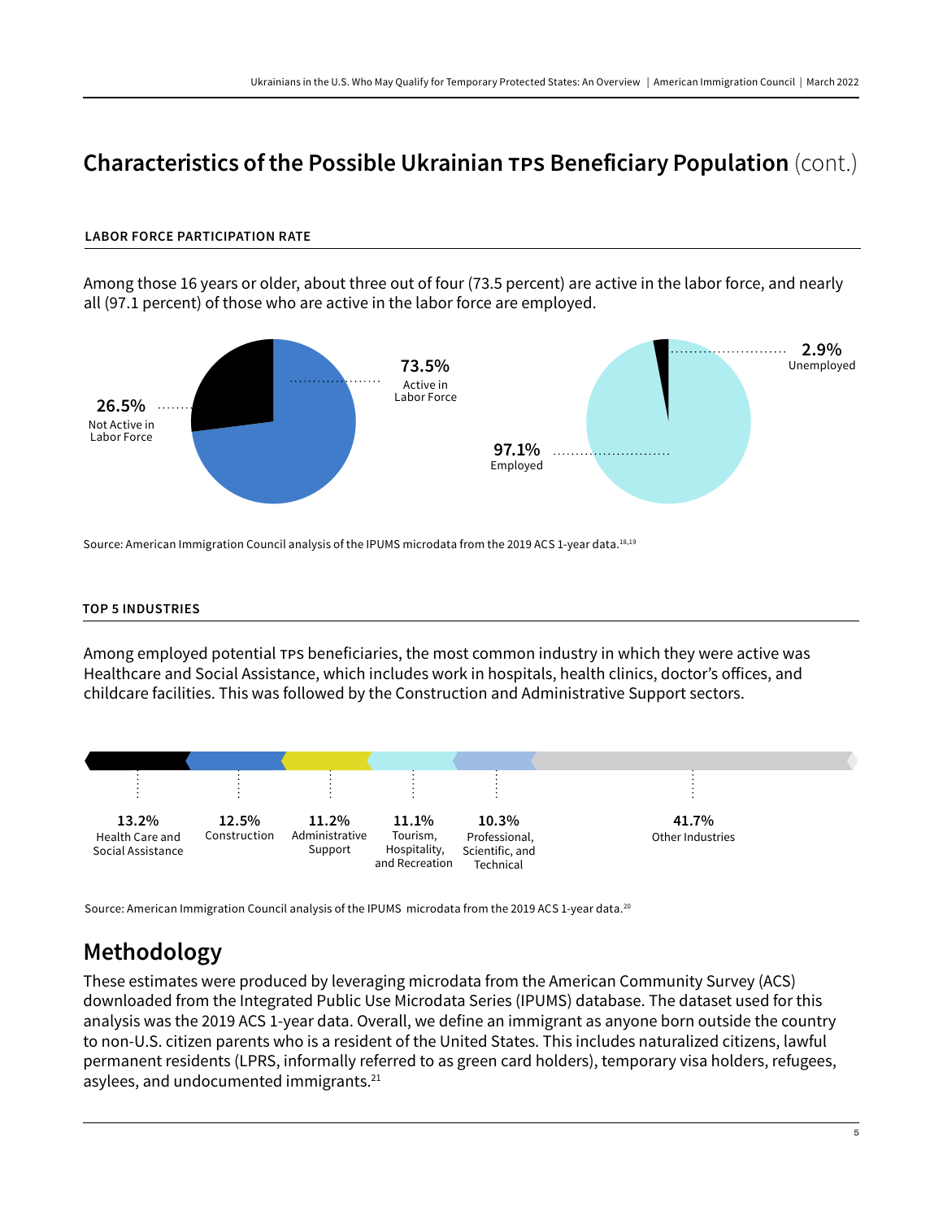## Characteristics of the Possible Ukrainian TPS Beneficiary Population (cont.)

#### LABOR FORCE PARTICIPATION RATE

Among those 16 years or older, about three out of four (73.5 percent) are active in the labor force, and nearly all (97.1 percent) of those who are active in the labor force are employed.

**73.5%** Active in Labor Force

**26.5%** Not Active in Labor Force

**2.9%** Unemployed

**97.1%** Employed

Source: American Immigration Council analysis of the IPUMS microdata from the 2019 ACS 1-year data.[18,19]

#### TOP 5 INDUSTRIES

Among employed potential TPS beneficiaries, the most common industry in which they were active was Healthcare and Social Assistance, which includes work in hospitals, health clinics, doctor's offices, and childcare facilities. This was followed by the Construction and Administrative Support sectors.

**13.2%** Health Care and Social Assistance

**12.5%** Construction

**11.2%** Administrative Support

**11.1%** Tourism, Hospitality, and Recreation

**10.3%** Professional, Scientific, and Technical

**41.7%** Other Industries

Source: American Immigration Council analysis of the IPUMS microdata from the 2019 ACS 1-year data.[20]

## Methodology

These estimates were produced by leveraging microdata from the American Community Survey (ACS) downloaded from the Integrated Public Use Microdata Series (IPUMS) database. The dataset used for this analysis was the 2019 ACS 1-year data. Overall, we define an immigrant as anyone born outside the country to non-U.S. citizen parents who is a resident of the United States. This includes naturalized citizens, lawful permanent residents (LPRS, informally referred to as green card holders), temporary visa holders, refugees, asylees, and undocumented immigrants.[21]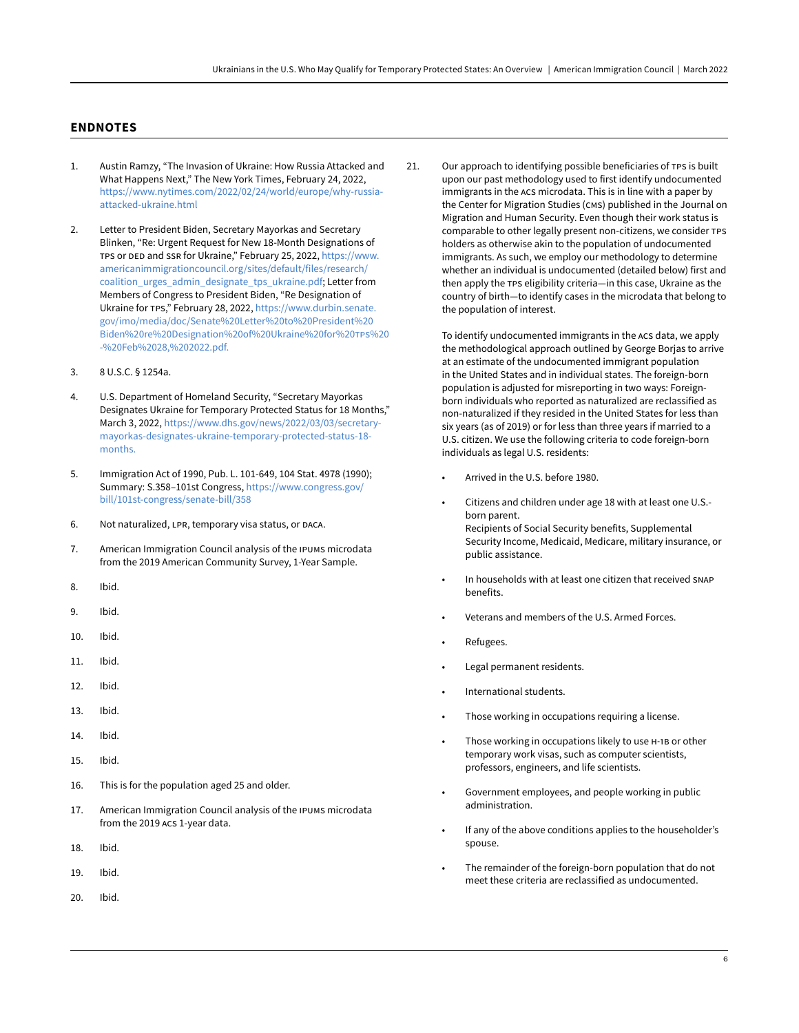## ENDNOTES

1. Austin Ramzy, "The Invasion of Ukraine: How Russia Attacked and What Happens Next," The New York Times, February 24, 2022, https://www.nytimes.com/2022/02/24/world/europe/why-russia-attacked-ukraine.html

2. Letter to President Biden, Secretary Mayorkas and Secretary Blinken, "Re: Urgent Request for New 18-Month Designations of TPS or DED and SSR for Ukraine," February 25, 2022, https://www.americanimmigrationcouncil.org/sites/default/files/research/coalition_urges_admin_designate_tps_ukraine.pdf; Letter from Members of Congress to President Biden, "Re Designation of Ukraine for TPS," February 28, 2022, https://www.durbin.senate.gov/imo/media/doc/Senate%20Letter%20to%20President%20Biden%20re%20Designation%20of%20Ukraine%20for%20TPS%20-%20Feb%2028,%202022.pdf.

3. 8 U.S.C. § 1254a.

4. U.S. Department of Homeland Security, "Secretary Mayorkas Designates Ukraine for Temporary Protected Status for 18 Months," March 3, 2022, https://www.dhs.gov/news/2022/03/03/secretary-mayorkas-designates-ukraine-temporary-protected-status-18-months.

5. Immigration Act of 1990, Pub. L. 101-649, 104 Stat. 4978 (1990); Summary: S.358–101st Congress, https://www.congress.gov/bill/101st-congress/senate-bill/358

6. Not naturalized, LPR, temporary visa status, or DACA.

7. American Immigration Council analysis of the IPUMS microdata from the 2019 American Community Survey, 1-Year Sample.

8. Ibid.

9. Ibid.

10. Ibid.

11. Ibid.

12. Ibid.

13. Ibid.

14. Ibid.

15. Ibid.

16. This is for the population aged 25 and older.

17. American Immigration Council analysis of the IPUMS microdata from the 2019 ACS 1-year data.

18. Ibid.

19. Ibid.

20. Ibid.

21. Our approach to identifying possible beneficiaries of TPS is built upon our past methodology used to first identify undocumented immigrants in the ACS microdata. This is in line with a paper by the Center for Migration Studies (CMS) published in the Journal on Migration and Human Security. Even though their work status is comparable to other legally present non-citizens, we consider TPS holders as otherwise akin to the population of undocumented immigrants. As such, we employ our methodology to determine whether an individual is undocumented (detailed below) first and then apply the TPS eligibility criteria—in this case, Ukraine as the country of birth—to identify cases in the microdata that belong to the population of interest.

    To identify undocumented immigrants in the ACS data, we apply the methodological approach outlined by George Borjas to arrive at an estimate of the undocumented immigrant population in the United States and in individual states. The foreign-born population is adjusted for misreporting in two ways: Foreign-born individuals who reported as naturalized are reclassified as non-naturalized if they resided in the United States for less than six years (as of 2019) or for less than three years if married to a U.S. citizen. We use the following criteria to code foreign-born individuals as legal U.S. residents:

    - Arrived in the U.S. before 1980.
    - Citizens and children under age 18 with at least one U.S.-born parent.
      Recipients of Social Security benefits, Supplemental Security Income, Medicaid, Medicare, military insurance, or public assistance.
    - In households with at least one citizen that received SNAP benefits.
    - Veterans and members of the U.S. Armed Forces.
    - Refugees.
    - Legal permanent residents.
    - International students.
    - Those working in occupations requiring a license.
    - Those working in occupations likely to use H-1B or other temporary work visas, such as computer scientists, professors, engineers, and life scientists.
    - Government employees, and people working in public administration.
    - If any of the above conditions applies to the householder's spouse.
    - The remainder of the foreign-born population that do not meet these criteria are reclassified as undocumented.